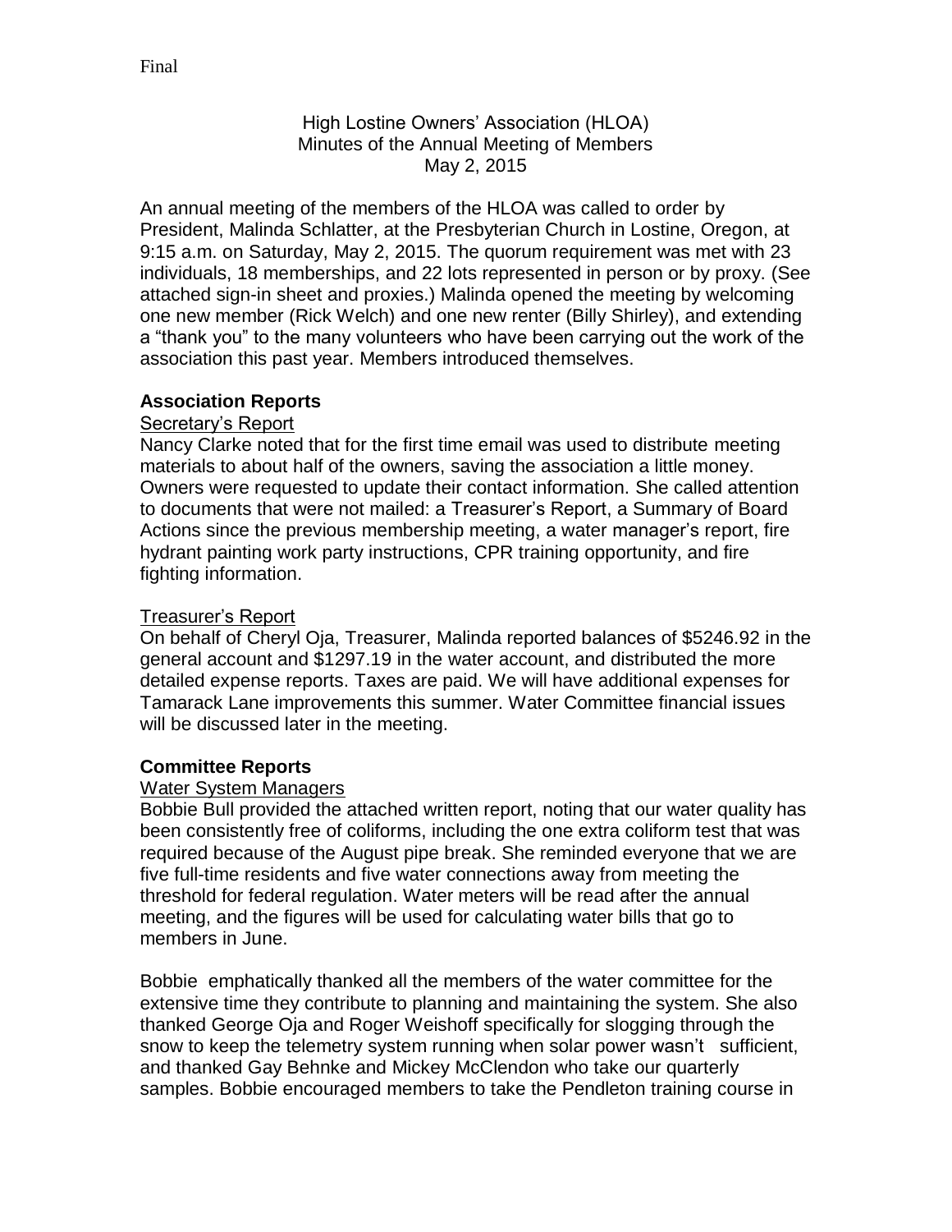Final

High Lostine Owners' Association (HLOA)
Minutes of the Annual Meeting of Members
May 2, 2015

An annual meeting of the members of the HLOA was called to order by President, Malinda Schlatter, at the Presbyterian Church in Lostine, Oregon, at 9:15 a.m. on Saturday, May 2, 2015. The quorum requirement was met with 23 individuals, 18 memberships, and 22 lots represented in person or by proxy. (See attached sign-in sheet and proxies.) Malinda opened the meeting by welcoming one new member (Rick Welch) and one new renter (Billy Shirley), and extending a "thank you" to the many volunteers who have been carrying out the work of the association this past year. Members introduced themselves.

## Association Reports

### Secretary's Report

Nancy Clarke noted that for the first time email was used to distribute meeting materials to about half of the owners, saving the association a little money. Owners were requested to update their contact information. She called attention to documents that were not mailed: a Treasurer's Report, a Summary of Board Actions since the previous membership meeting, a water manager's report, fire hydrant painting work party instructions, CPR training opportunity, and fire fighting information.

### Treasurer's Report

On behalf of Cheryl Oja, Treasurer, Malinda reported balances of $5246.92 in the general account and $1297.19 in the water account, and distributed the more detailed expense reports. Taxes are paid. We will have additional expenses for Tamarack Lane improvements this summer. Water Committee financial issues will be discussed later in the meeting.

## Committee Reports

### Water System Managers

Bobbie Bull provided the attached written report, noting that our water quality has been consistently free of coliforms, including the one extra coliform test that was required because of the August pipe break. She reminded everyone that we are five full-time residents and five water connections away from meeting the threshold for federal regulation. Water meters will be read after the annual meeting, and the figures will be used for calculating water bills that go to members in June.

Bobbie emphatically thanked all the members of the water committee for the extensive time they contribute to planning and maintaining the system. She also thanked George Oja and Roger Weishoff specifically for slogging through the snow to keep the telemetry system running when solar power wasn't sufficient, and thanked Gay Behnke and Mickey McClendon who take our quarterly samples. Bobbie encouraged members to take the Pendleton training course in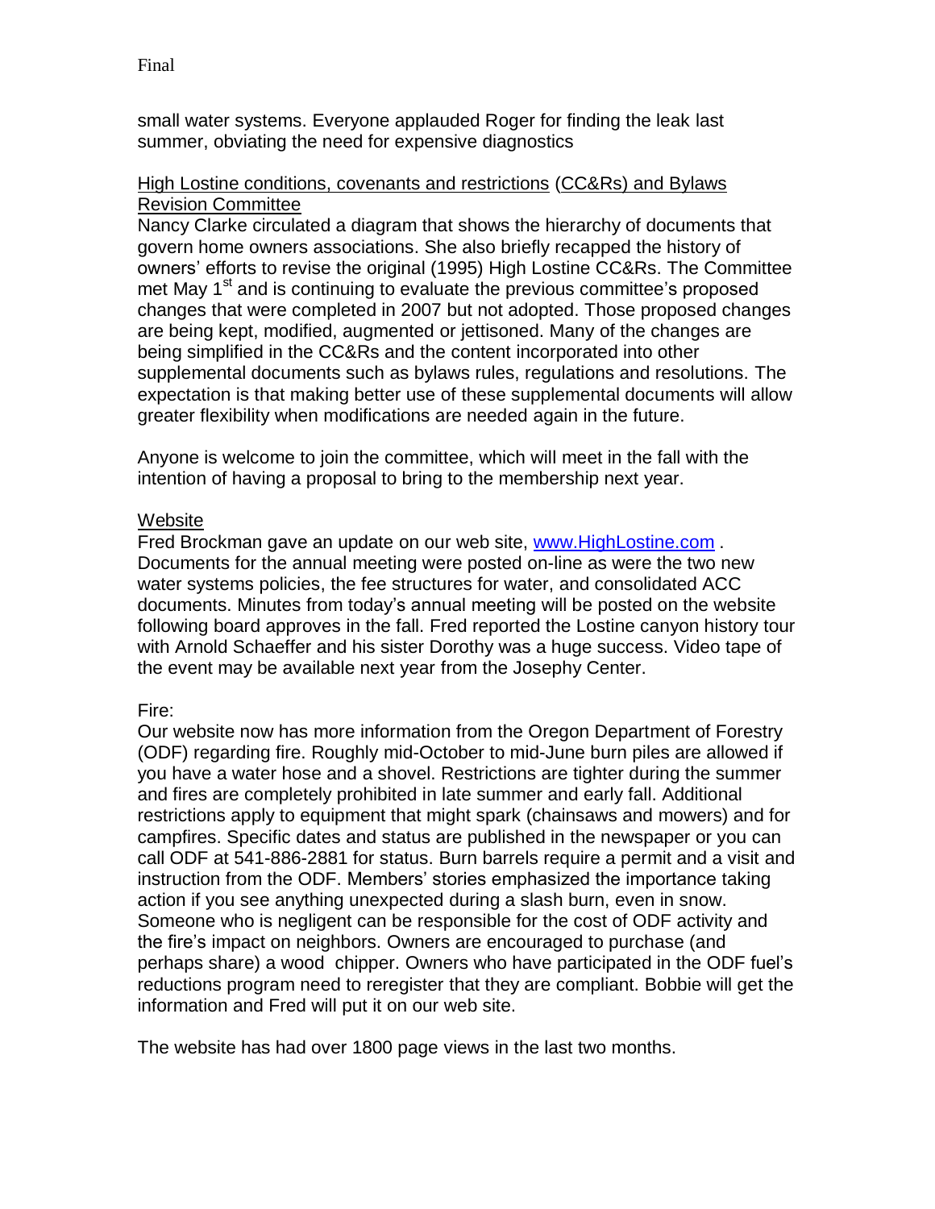small water systems. Everyone applauded Roger for finding the leak last summer, obviating the need for expensive diagnostics

High Lostine conditions, covenants and restrictions (CC&Rs) and Bylaws Revision Committee

Nancy Clarke circulated a diagram that shows the hierarchy of documents that govern home owners associations. She also briefly recapped the history of owners' efforts to revise the original (1995) High Lostine CC&Rs. The Committee met May 1st and is continuing to evaluate the previous committee's proposed changes that were completed in 2007 but not adopted. Those proposed changes are being kept, modified, augmented or jettisoned. Many of the changes are being simplified in the CC&Rs and the content incorporated into other supplemental documents such as bylaws rules, regulations and resolutions. The expectation is that making better use of these supplemental documents will allow greater flexibility when modifications are needed again in the future.

Anyone is welcome to join the committee, which will meet in the fall with the intention of having a proposal to bring to the membership next year.

Website

Fred Brockman gave an update on our web site, www.HighLostine.com . Documents for the annual meeting were posted on-line as were the two new water systems policies, the fee structures for water, and consolidated ACC documents. Minutes from today's annual meeting will be posted on the website following board approves in the fall. Fred reported the Lostine canyon history tour with Arnold Schaeffer and his sister Dorothy was a huge success. Video tape of the event may be available next year from the Josephy Center.

Fire:

Our website now has more information from the Oregon Department of Forestry (ODF) regarding fire. Roughly mid-October to mid-June burn piles are allowed if you have a water hose and a shovel. Restrictions are tighter during the summer and fires are completely prohibited in late summer and early fall. Additional restrictions apply to equipment that might spark (chainsaws and mowers) and for campfires. Specific dates and status are published in the newspaper or you can call ODF at 541-886-2881 for status. Burn barrels require a permit and a visit and instruction from the ODF. Members' stories emphasized the importance taking action if you see anything unexpected during a slash burn, even in snow. Someone who is negligent can be responsible for the cost of ODF activity and the fire's impact on neighbors. Owners are encouraged to purchase (and perhaps share) a wood chipper. Owners who have participated in the ODF fuel's reductions program need to reregister that they are compliant. Bobbie will get the information and Fred will put it on our web site.

The website has had over 1800 page views in the last two months.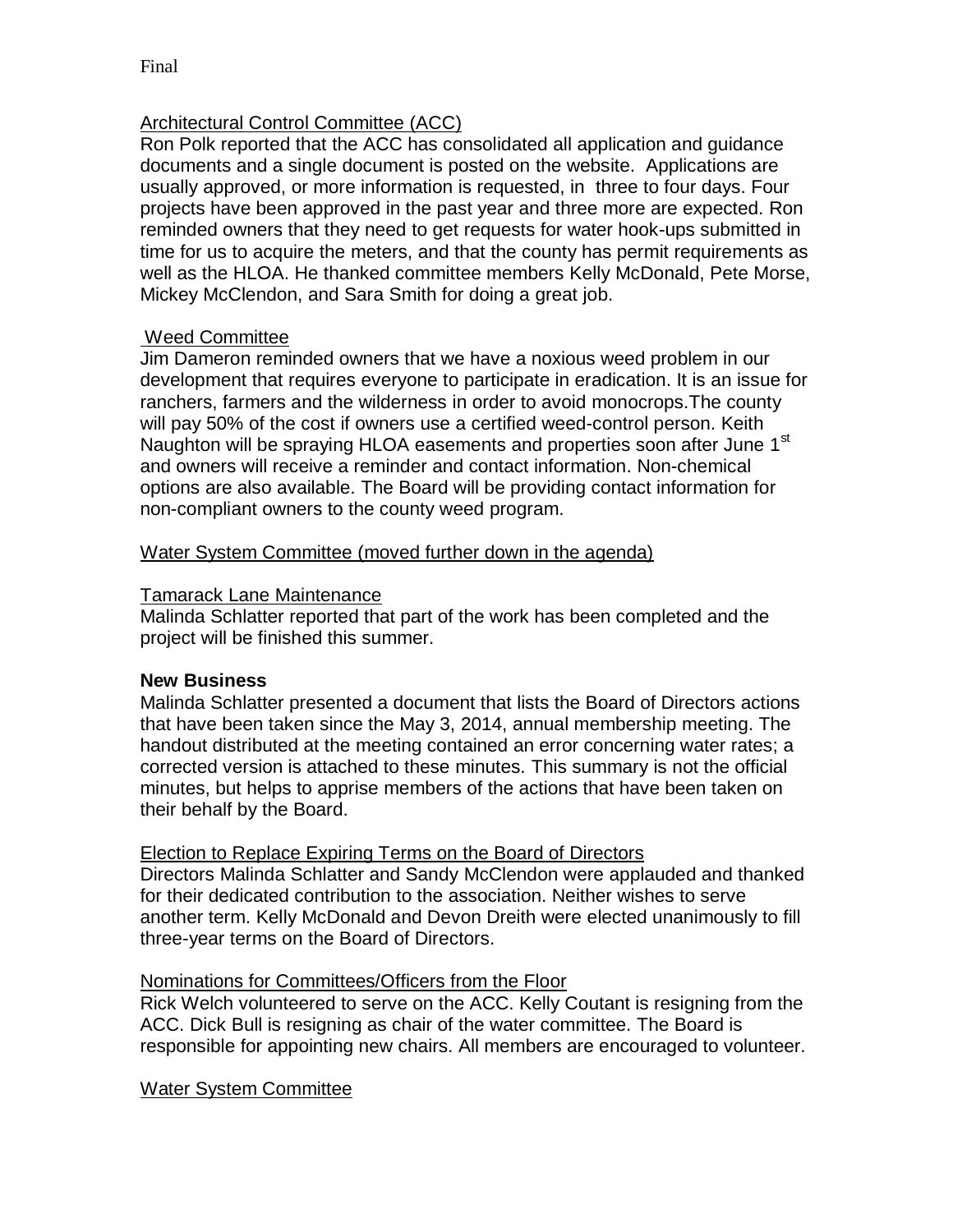Final

Architectural Control Committee (ACC)

Ron Polk reported that the ACC has consolidated all application and guidance documents and a single document is posted on the website. Applications are usually approved, or more information is requested, in three to four days. Four projects have been approved in the past year and three more are expected. Ron reminded owners that they need to get requests for water hook-ups submitted in time for us to acquire the meters, and that the county has permit requirements as well as the HLOA. He thanked committee members Kelly McDonald, Pete Morse, Mickey McClendon, and Sara Smith for doing a great job.

Weed Committee

Jim Dameron reminded owners that we have a noxious weed problem in our development that requires everyone to participate in eradication. It is an issue for ranchers, farmers and the wilderness in order to avoid monocrops.The county will pay 50% of the cost if owners use a certified weed-control person. Keith Naughton will be spraying HLOA easements and properties soon after June 1st and owners will receive a reminder and contact information. Non-chemical options are also available. The Board will be providing contact information for non-compliant owners to the county weed program.

Water System Committee (moved further down in the agenda)

Tamarack Lane Maintenance

Malinda Schlatter reported that part of the work has been completed and the project will be finished this summer.

**New Business**

Malinda Schlatter presented a document that lists the Board of Directors actions that have been taken since the May 3, 2014, annual membership meeting. The handout distributed at the meeting contained an error concerning water rates; a corrected version is attached to these minutes. This summary is not the official minutes, but helps to apprise members of the actions that have been taken on their behalf by the Board.

Election to Replace Expiring Terms on the Board of Directors

Directors Malinda Schlatter and Sandy McClendon were applauded and thanked for their dedicated contribution to the association. Neither wishes to serve another term. Kelly McDonald and Devon Dreith were elected unanimously to fill three-year terms on the Board of Directors.

Nominations for Committees/Officers from the Floor

Rick Welch volunteered to serve on the ACC. Kelly Coutant is resigning from the ACC. Dick Bull is resigning as chair of the water committee. The Board is responsible for appointing new chairs. All members are encouraged to volunteer.

Water System Committee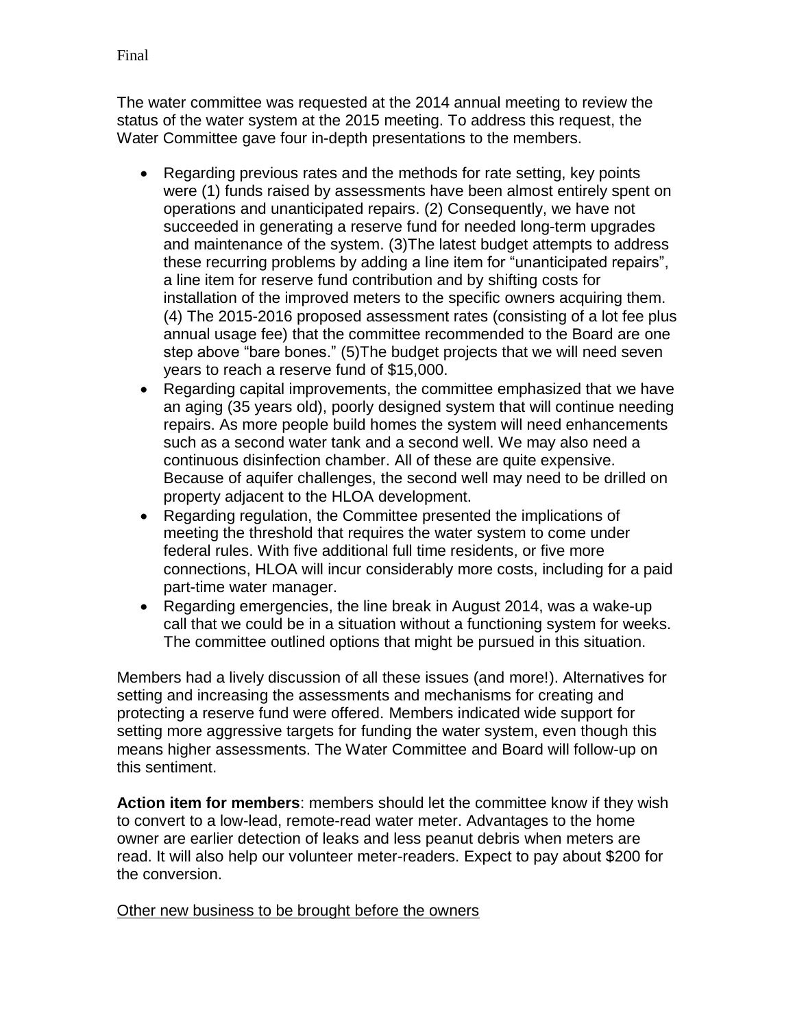Final

The water committee was requested at the 2014 annual meeting to review the status of the water system at the 2015 meeting. To address this request, the Water Committee gave four in-depth presentations to the members.

- Regarding previous rates and the methods for rate setting, key points were (1) funds raised by assessments have been almost entirely spent on operations and unanticipated repairs. (2) Consequently, we have not succeeded in generating a reserve fund for needed long-term upgrades and maintenance of the system. (3)The latest budget attempts to address these recurring problems by adding a line item for "unanticipated repairs", a line item for reserve fund contribution and by shifting costs for installation of the improved meters to the specific owners acquiring them. (4) The 2015-2016 proposed assessment rates (consisting of a lot fee plus annual usage fee) that the committee recommended to the Board are one step above "bare bones." (5)The budget projects that we will need seven years to reach a reserve fund of $15,000.
- Regarding capital improvements, the committee emphasized that we have an aging (35 years old), poorly designed system that will continue needing repairs. As more people build homes the system will need enhancements such as a second water tank and a second well. We may also need a continuous disinfection chamber. All of these are quite expensive. Because of aquifer challenges, the second well may need to be drilled on property adjacent to the HLOA development.
- Regarding regulation, the Committee presented the implications of meeting the threshold that requires the water system to come under federal rules. With five additional full time residents, or five more connections, HLOA will incur considerably more costs, including for a paid part-time water manager.
- Regarding emergencies, the line break in August 2014, was a wake-up call that we could be in a situation without a functioning system for weeks. The committee outlined options that might be pursued in this situation.

Members had a lively discussion of all these issues (and more!). Alternatives for setting and increasing the assessments and mechanisms for creating and protecting a reserve fund were offered. Members indicated wide support for setting more aggressive targets for funding the water system, even though this means higher assessments. The Water Committee and Board will follow-up on this sentiment.

**Action item for members**: members should let the committee know if they wish to convert to a low-lead, remote-read water meter. Advantages to the home owner are earlier detection of leaks and less peanut debris when meters are read. It will also help our volunteer meter-readers. Expect to pay about $200 for the conversion.

<u>Other new business to be brought before the owners</u>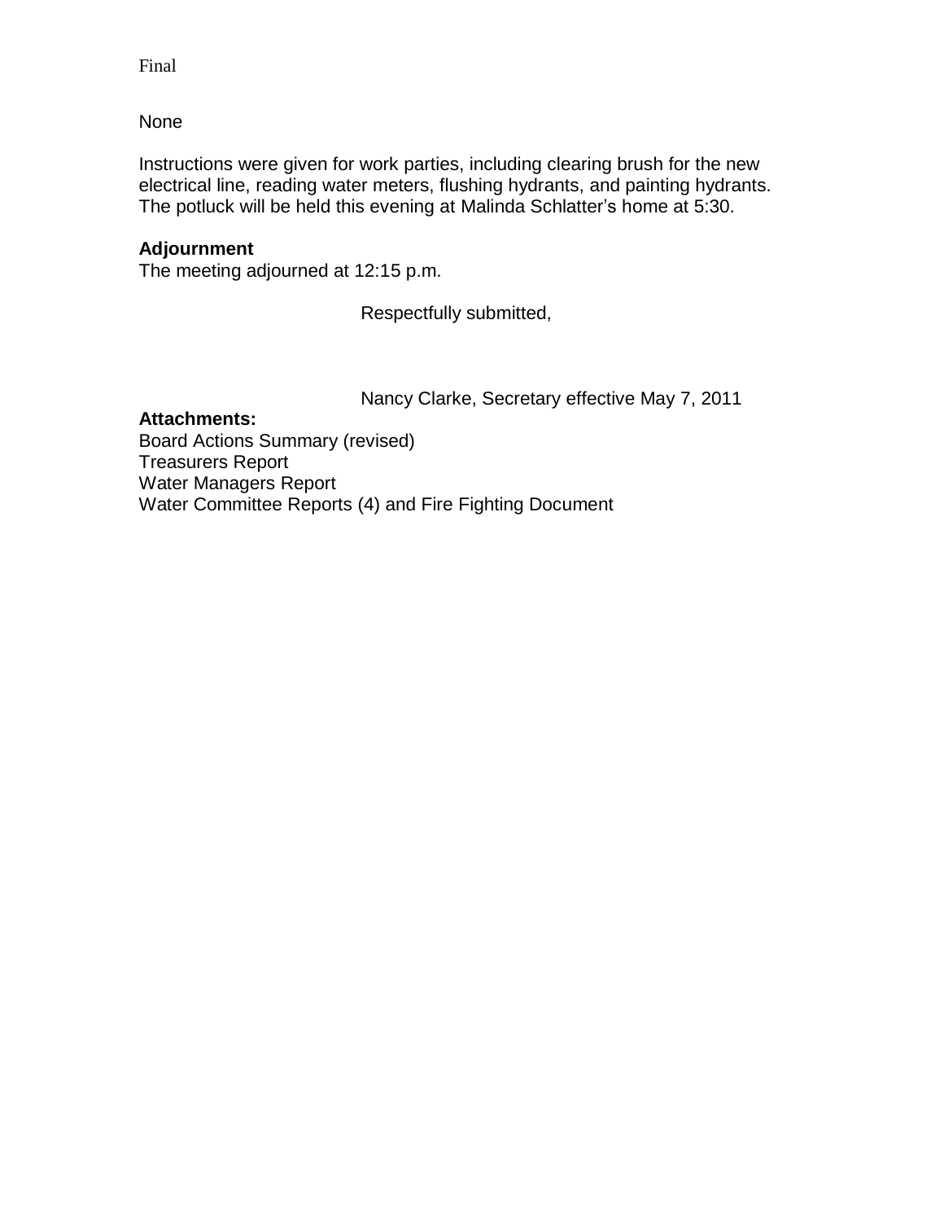None

Instructions were given for work parties, including clearing brush for the new electrical line, reading water meters, flushing hydrants, and painting hydrants. The potluck will be held this evening at Malinda Schlatter's home at 5:30.

**Adjournment**
The meeting adjourned at 12:15 p.m.

Respectfully submitted,

Nancy Clarke, Secretary effective May 7, 2011

**Attachments:**
Board Actions Summary (revised)
Treasurers Report
Water Managers Report
Water Committee Reports (4) and Fire Fighting Document